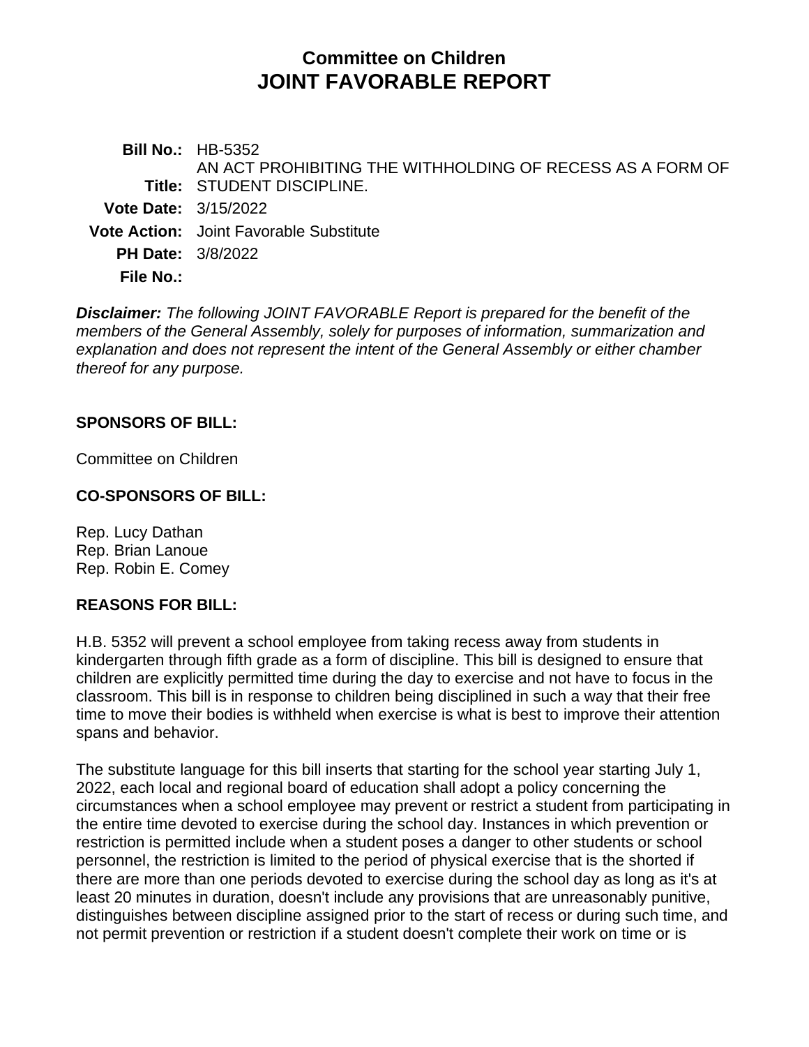# Committee on Children
# JOINT FAVORABLE REPORT

**Bill No.:** HB-5352

**Title:** AN ACT PROHIBITING THE WITHHOLDING OF RECESS AS A FORM OF STUDENT DISCIPLINE.

**Vote Date:** 3/15/2022

**Vote Action:** Joint Favorable Substitute

**PH Date:** 3/8/2022

**File No.:**

***Disclaimer:*** *The following JOINT FAVORABLE Report is prepared for the benefit of the members of the General Assembly, solely for purposes of information, summarization and explanation and does not represent the intent of the General Assembly or either chamber thereof for any purpose.*

**SPONSORS OF BILL:**

Committee on Children

**CO-SPONSORS OF BILL:**

Rep. Lucy Dathan
Rep. Brian Lanoue
Rep. Robin E. Comey

**REASONS FOR BILL:**

H.B. 5352 will prevent a school employee from taking recess away from students in kindergarten through fifth grade as a form of discipline. This bill is designed to ensure that children are explicitly permitted time during the day to exercise and not have to focus in the classroom. This bill is in response to children being disciplined in such a way that their free time to move their bodies is withheld when exercise is what is best to improve their attention spans and behavior.

The substitute language for this bill inserts that starting for the school year starting July 1, 2022, each local and regional board of education shall adopt a policy concerning the circumstances when a school employee may prevent or restrict a student from participating in the entire time devoted to exercise during the school day. Instances in which prevention or restriction is permitted include when a student poses a danger to other students or school personnel, the restriction is limited to the period of physical exercise that is the shorted if there are more than one periods devoted to exercise during the school day as long as it's at least 20 minutes in duration, doesn't include any provisions that are unreasonably punitive, distinguishes between discipline assigned prior to the start of recess or during such time, and not permit prevention or restriction if a student doesn't complete their work on time or is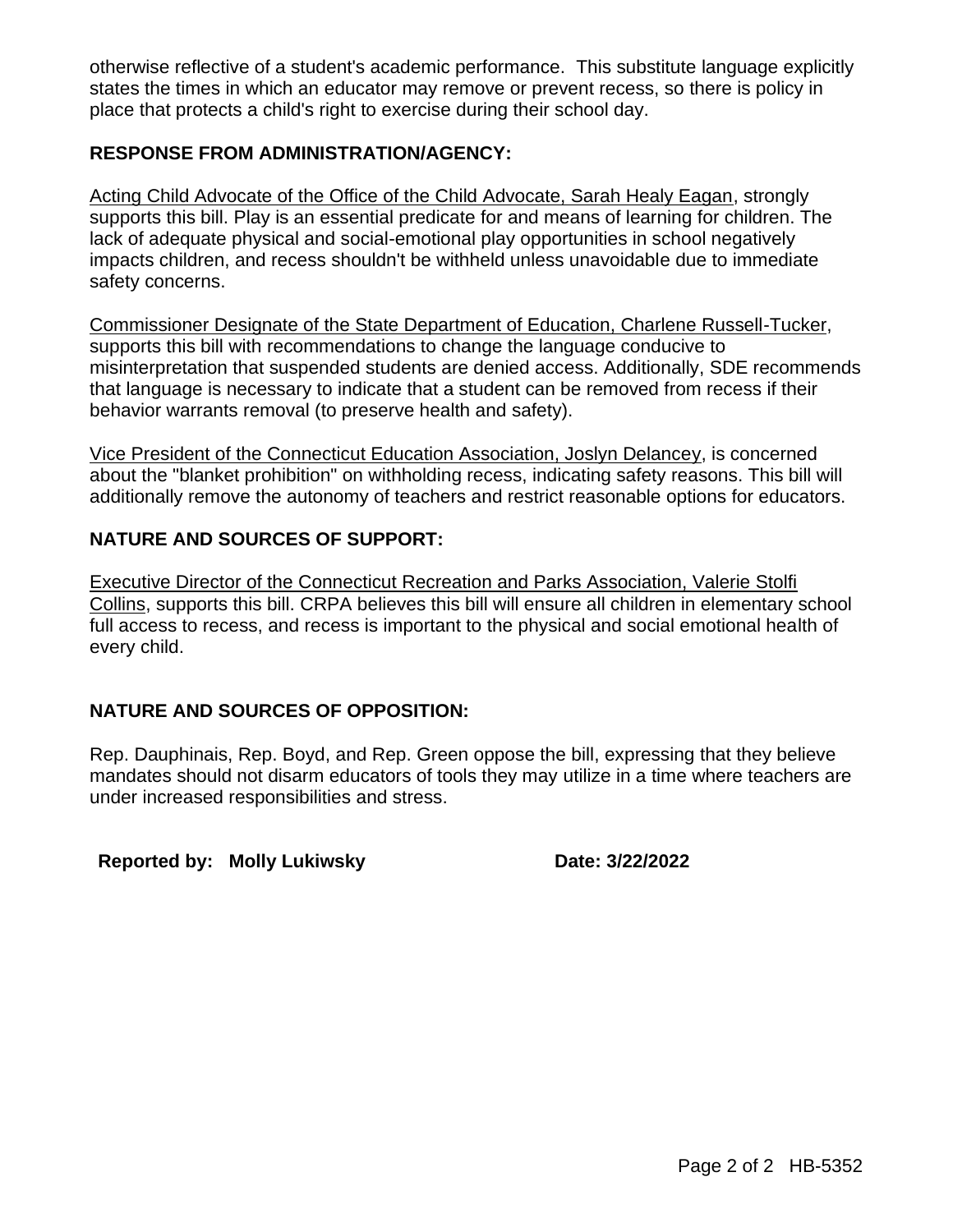otherwise reflective of a student's academic performance. This substitute language explicitly states the times in which an educator may remove or prevent recess, so there is policy in place that protects a child's right to exercise during their school day.

## RESPONSE FROM ADMINISTRATION/AGENCY:

Acting Child Advocate of the Office of the Child Advocate, Sarah Healy Eagan, strongly supports this bill. Play is an essential predicate for and means of learning for children. The lack of adequate physical and social-emotional play opportunities in school negatively impacts children, and recess shouldn't be withheld unless unavoidable due to immediate safety concerns.

Commissioner Designate of the State Department of Education, Charlene Russell-Tucker, supports this bill with recommendations to change the language conducive to misinterpretation that suspended students are denied access. Additionally, SDE recommends that language is necessary to indicate that a student can be removed from recess if their behavior warrants removal (to preserve health and safety).

Vice President of the Connecticut Education Association, Joslyn Delancey, is concerned about the "blanket prohibition" on withholding recess, indicating safety reasons. This bill will additionally remove the autonomy of teachers and restrict reasonable options for educators.

## NATURE AND SOURCES OF SUPPORT:

Executive Director of the Connecticut Recreation and Parks Association, Valerie Stolfi Collins, supports this bill. CRPA believes this bill will ensure all children in elementary school full access to recess, and recess is important to the physical and social emotional health of every child.

## NATURE AND SOURCES OF OPPOSITION:

Rep. Dauphinais, Rep. Boyd, and Rep. Green oppose the bill, expressing that they believe mandates should not disarm educators of tools they may utilize in a time where teachers are under increased responsibilities and stress.

**Reported by: Molly Lukiwsky** **Date: 3/22/2022**